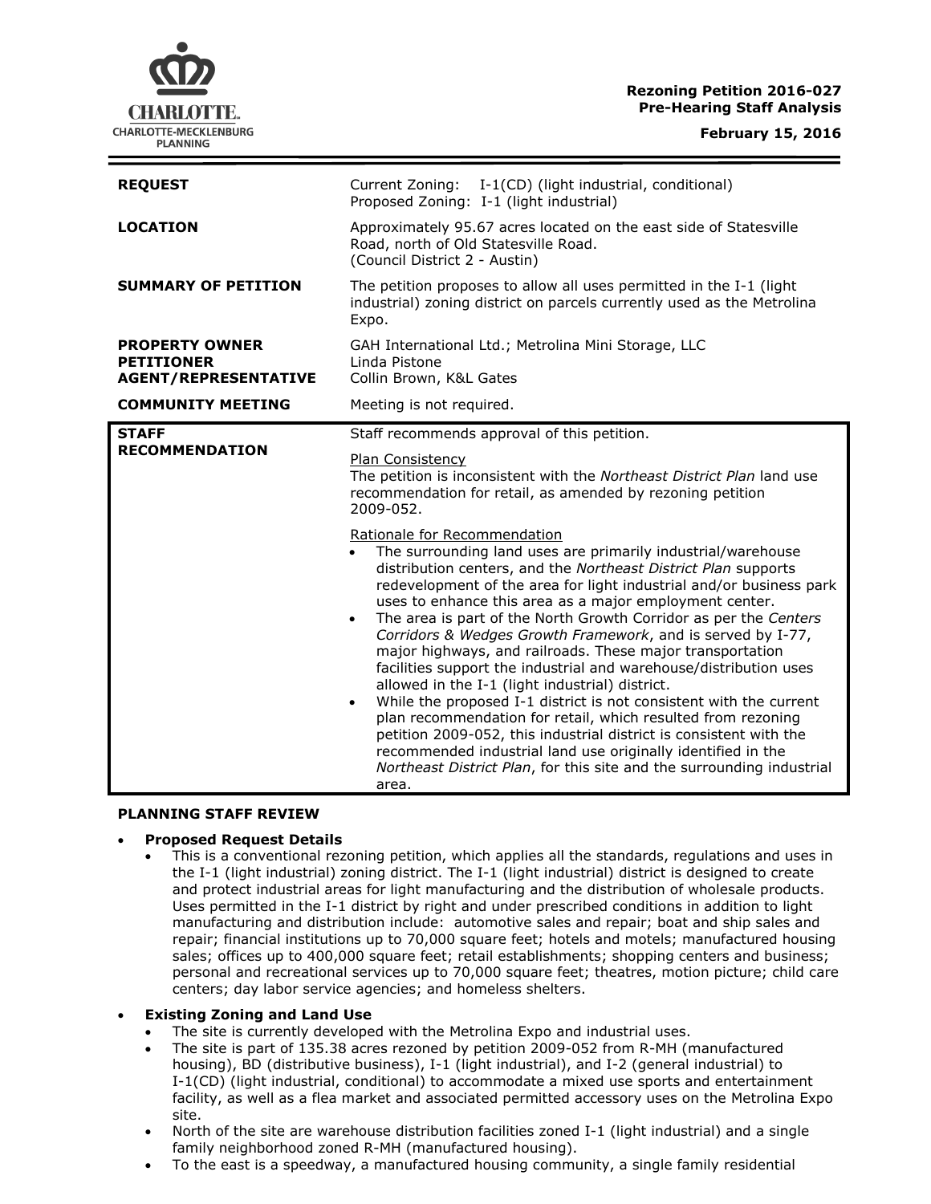**Rezoning Petition 2016-027**
**Pre-Hearing Staff Analysis**

**February 15, 2016**

| | |
|---|---|
| **REQUEST** | Current Zoning: I-1(CD) (light industrial, conditional)<br>Proposed Zoning: I-1 (light industrial) |
| **LOCATION** | Approximately 95.67 acres located on the east side of Statesville Road, north of Old Statesville Road.<br>(Council District 2 - Austin) |
| **SUMMARY OF PETITION** | The petition proposes to allow all uses permitted in the I-1 (light industrial) zoning district on parcels currently used as the Metrolina Expo. |
| **PROPERTY OWNER**<br>**PETITIONER**<br>**AGENT/REPRESENTATIVE** | GAH International Ltd.; Metrolina Mini Storage, LLC<br>Linda Pistone<br>Collin Brown, K&L Gates |
| **COMMUNITY MEETING** | Meeting is not required. |
| **STAFF RECOMMENDATION** | Staff recommends approval of this petition.<br><br><u>Plan Consistency</u><br>The petition is inconsistent with the *Northeast District Plan* land use recommendation for retail, as amended by rezoning petition 2009-052.<br><br><u>Rationale for Recommendation</u><br>• The surrounding land uses are primarily industrial/warehouse distribution centers, and the *Northeast District Plan* supports redevelopment of the area for light industrial and/or business park uses to enhance this area as a major employment center.<br>• The area is part of the North Growth Corridor as per the *Centers Corridors & Wedges Growth Framework*, and is served by I-77, major highways, and railroads. These major transportation facilities support the industrial and warehouse/distribution uses allowed in the I-1 (light industrial) district.<br>• While the proposed I-1 district is not consistent with the current plan recommendation for retail, which resulted from rezoning petition 2009-052, this industrial district is consistent with the recommended industrial land use originally identified in the *Northeast District Plan*, for this site and the surrounding industrial area. |

**PLANNING STAFF REVIEW**

- **Proposed Request Details**
  - This is a conventional rezoning petition, which applies all the standards, regulations and uses in the I-1 (light industrial) zoning district. The I-1 (light industrial) district is designed to create and protect industrial areas for light manufacturing and the distribution of wholesale products. Uses permitted in the I-1 district by right and under prescribed conditions in addition to light manufacturing and distribution include: automotive sales and repair; boat and ship sales and repair; financial institutions up to 70,000 square feet; hotels and motels; manufactured housing sales; offices up to 400,000 square feet; retail establishments; shopping centers and business; personal and recreational services up to 70,000 square feet; theatres, motion picture; child care centers; day labor service agencies; and homeless shelters.

- **Existing Zoning and Land Use**
  - The site is currently developed with the Metrolina Expo and industrial uses.
  - The site is part of 135.38 acres rezoned by petition 2009-052 from R-MH (manufactured housing), BD (distributive business), I-1 (light industrial), and I-2 (general industrial) to I-1(CD) (light industrial, conditional) to accommodate a mixed use sports and entertainment facility, as well as a flea market and associated permitted accessory uses on the Metrolina Expo site.
  - North of the site are warehouse distribution facilities zoned I-1 (light industrial) and a single family neighborhood zoned R-MH (manufactured housing).
  - To the east is a speedway, a manufactured housing community, a single family residential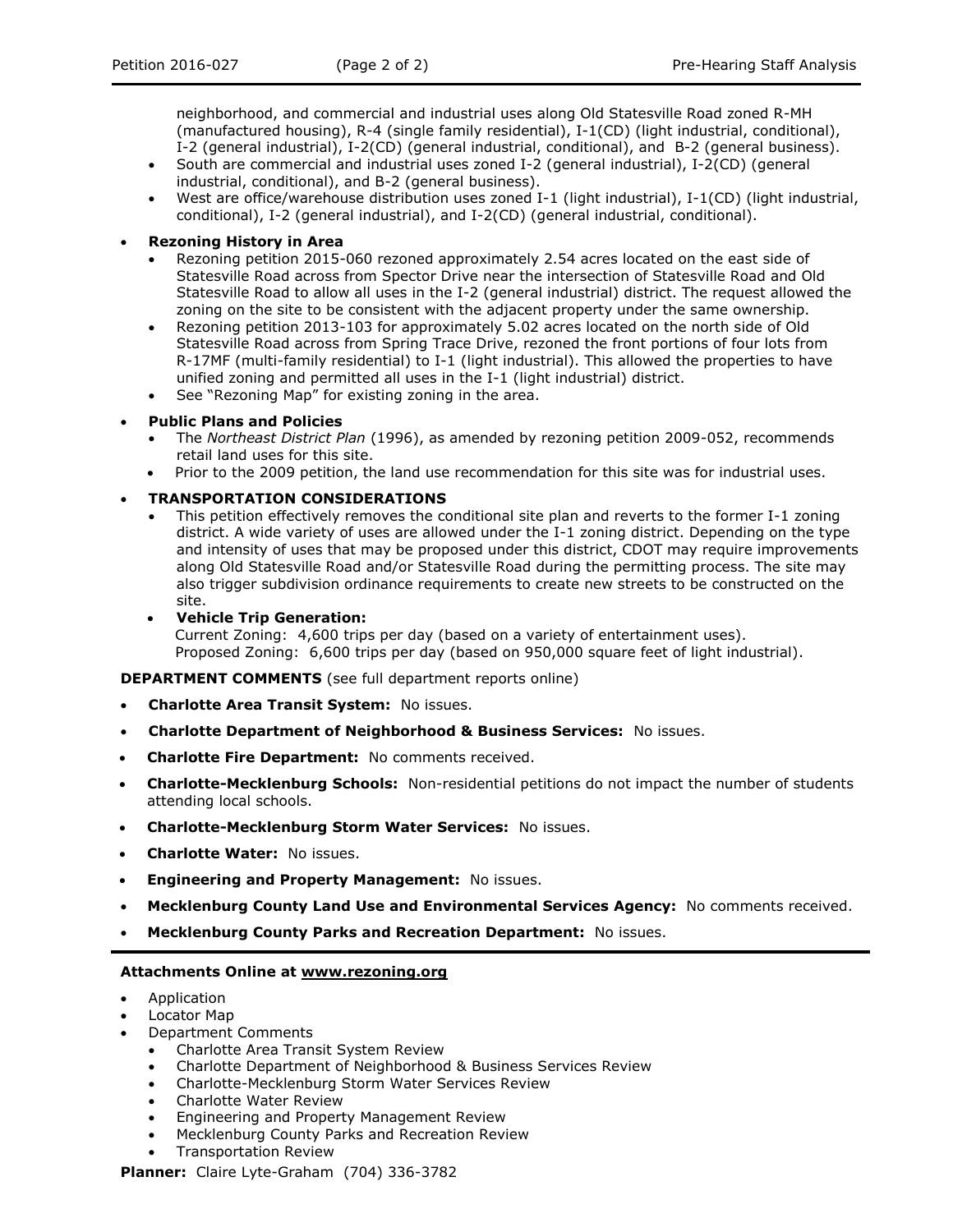neighborhood, and commercial and industrial uses along Old Statesville Road zoned R-MH (manufactured housing), R-4 (single family residential), I-1(CD) (light industrial, conditional), I-2 (general industrial), I-2(CD) (general industrial, conditional), and B-2 (general business).

- South are commercial and industrial uses zoned I-2 (general industrial), I-2(CD) (general industrial, conditional), and B-2 (general business).
- West are office/warehouse distribution uses zoned I-1 (light industrial), I-1(CD) (light industrial, conditional), I-2 (general industrial), and I-2(CD) (general industrial, conditional).

- **Rezoning History in Area**
  - Rezoning petition 2015-060 rezoned approximately 2.54 acres located on the east side of Statesville Road across from Spector Drive near the intersection of Statesville Road and Old Statesville Road to allow all uses in the I-2 (general industrial) district. The request allowed the zoning on the site to be consistent with the adjacent property under the same ownership.
  - Rezoning petition 2013-103 for approximately 5.02 acres located on the north side of Old Statesville Road across from Spring Trace Drive, rezoned the front portions of four lots from R-17MF (multi-family residential) to I-1 (light industrial). This allowed the properties to have unified zoning and permitted all uses in the I-1 (light industrial) district.
  - See "Rezoning Map" for existing zoning in the area.

- **Public Plans and Policies**
  - The *Northeast District Plan* (1996), as amended by rezoning petition 2009-052, recommends retail land uses for this site.
  - Prior to the 2009 petition, the land use recommendation for this site was for industrial uses.

- **TRANSPORTATION CONSIDERATIONS**
  - This petition effectively removes the conditional site plan and reverts to the former I-1 zoning district. A wide variety of uses are allowed under the I-1 zoning district. Depending on the type and intensity of uses that may be proposed under this district, CDOT may require improvements along Old Statesville Road and/or Statesville Road during the permitting process. The site may also trigger subdivision ordinance requirements to create new streets to be constructed on the site.
  - **Vehicle Trip Generation:**
    Current Zoning: 4,600 trips per day (based on a variety of entertainment uses).
    Proposed Zoning: 6,600 trips per day (based on 950,000 square feet of light industrial).

**DEPARTMENT COMMENTS** (see full department reports online)

- **Charlotte Area Transit System:** No issues.
- **Charlotte Department of Neighborhood & Business Services:** No issues.
- **Charlotte Fire Department:** No comments received.
- **Charlotte-Mecklenburg Schools:** Non-residential petitions do not impact the number of students attending local schools.
- **Charlotte-Mecklenburg Storm Water Services:** No issues.
- **Charlotte Water:** No issues.
- **Engineering and Property Management:** No issues.
- **Mecklenburg County Land Use and Environmental Services Agency:** No comments received.
- **Mecklenburg County Parks and Recreation Department:** No issues.

---

**Attachments Online at www.rezoning.org**

- Application
- Locator Map
- Department Comments
  - Charlotte Area Transit System Review
  - Charlotte Department of Neighborhood & Business Services Review
  - Charlotte-Mecklenburg Storm Water Services Review
  - Charlotte Water Review
  - Engineering and Property Management Review
  - Mecklenburg County Parks and Recreation Review
  - Transportation Review

**Planner:** Claire Lyte-Graham (704) 336-3782